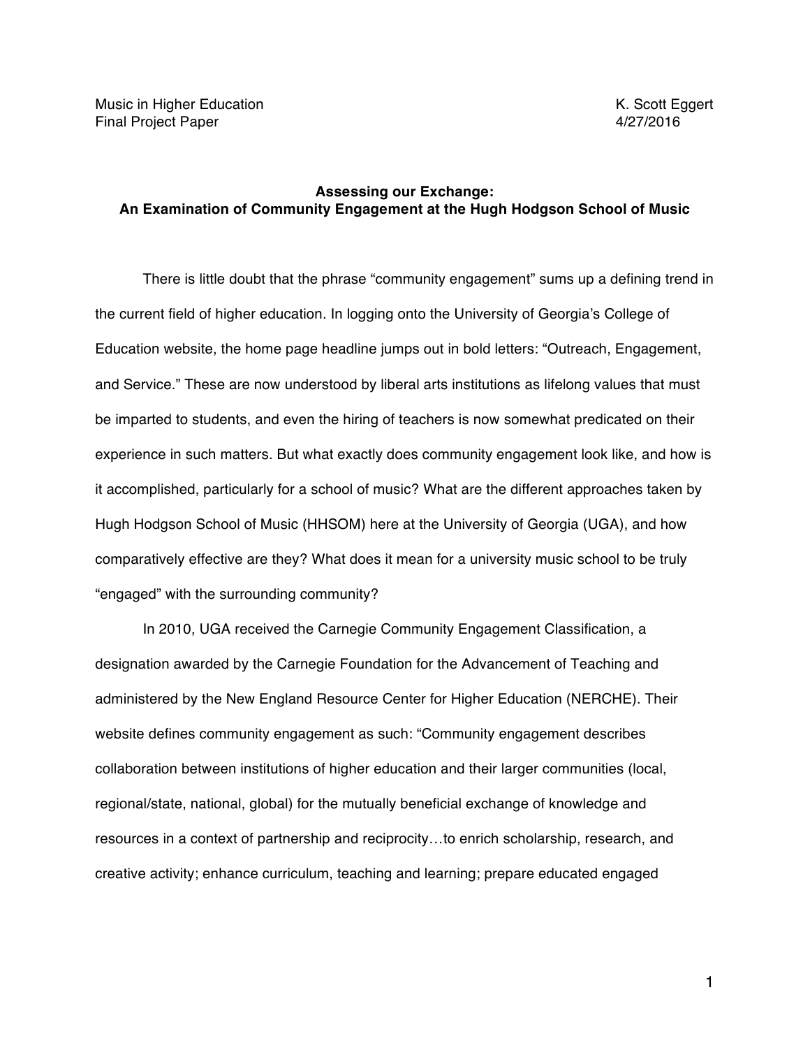Music in Higher Education  
Final Project Paper

K. Scott Eggert  
4/27/2016

## Assessing our Exchange: An Examination of Community Engagement at the Hugh Hodgson School of Music

There is little doubt that the phrase "community engagement" sums up a defining trend in the current field of higher education. In logging onto the University of Georgia's College of Education website, the home page headline jumps out in bold letters: "Outreach, Engagement, and Service." These are now understood by liberal arts institutions as lifelong values that must be imparted to students, and even the hiring of teachers is now somewhat predicated on their experience in such matters. But what exactly does community engagement look like, and how is it accomplished, particularly for a school of music? What are the different approaches taken by Hugh Hodgson School of Music (HHSOM) here at the University of Georgia (UGA), and how comparatively effective are they? What does it mean for a university music school to be truly "engaged" with the surrounding community?

In 2010, UGA received the Carnegie Community Engagement Classification, a designation awarded by the Carnegie Foundation for the Advancement of Teaching and administered by the New England Resource Center for Higher Education (NERCHE). Their website defines community engagement as such: "Community engagement describes collaboration between institutions of higher education and their larger communities (local, regional/state, national, global) for the mutually beneficial exchange of knowledge and resources in a context of partnership and reciprocity…to enrich scholarship, research, and creative activity; enhance curriculum, teaching and learning; prepare educated engaged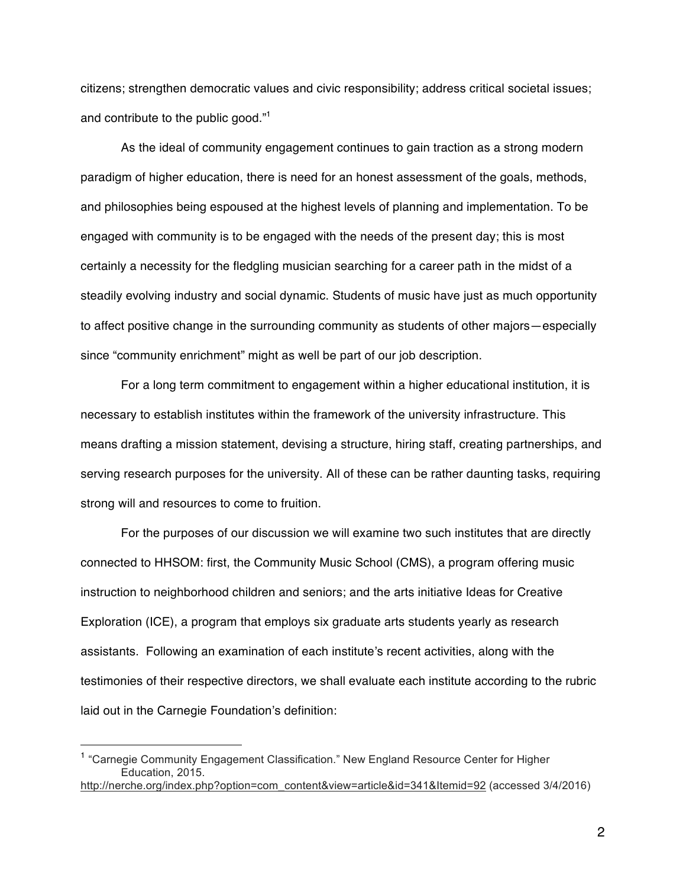citizens; strengthen democratic values and civic responsibility; address critical societal issues; and contribute to the public good."[1]

As the ideal of community engagement continues to gain traction as a strong modern paradigm of higher education, there is need for an honest assessment of the goals, methods, and philosophies being espoused at the highest levels of planning and implementation. To be engaged with community is to be engaged with the needs of the present day; this is most certainly a necessity for the fledgling musician searching for a career path in the midst of a steadily evolving industry and social dynamic. Students of music have just as much opportunity to affect positive change in the surrounding community as students of other majors—especially since "community enrichment" might as well be part of our job description.

For a long term commitment to engagement within a higher educational institution, it is necessary to establish institutes within the framework of the university infrastructure. This means drafting a mission statement, devising a structure, hiring staff, creating partnerships, and serving research purposes for the university. All of these can be rather daunting tasks, requiring strong will and resources to come to fruition.

For the purposes of our discussion we will examine two such institutes that are directly connected to HHSOM: first, the Community Music School (CMS), a program offering music instruction to neighborhood children and seniors; and the arts initiative Ideas for Creative Exploration (ICE), a program that employs six graduate arts students yearly as research assistants. Following an examination of each institute's recent activities, along with the testimonies of their respective directors, we shall evaluate each institute according to the rubric laid out in the Carnegie Foundation's definition:

---

[1] "Carnegie Community Engagement Classification." New England Resource Center for Higher Education, 2015. http://nerche.org/index.php?option=com_content&view=article&id=341&Itemid=92 (accessed 3/4/2016)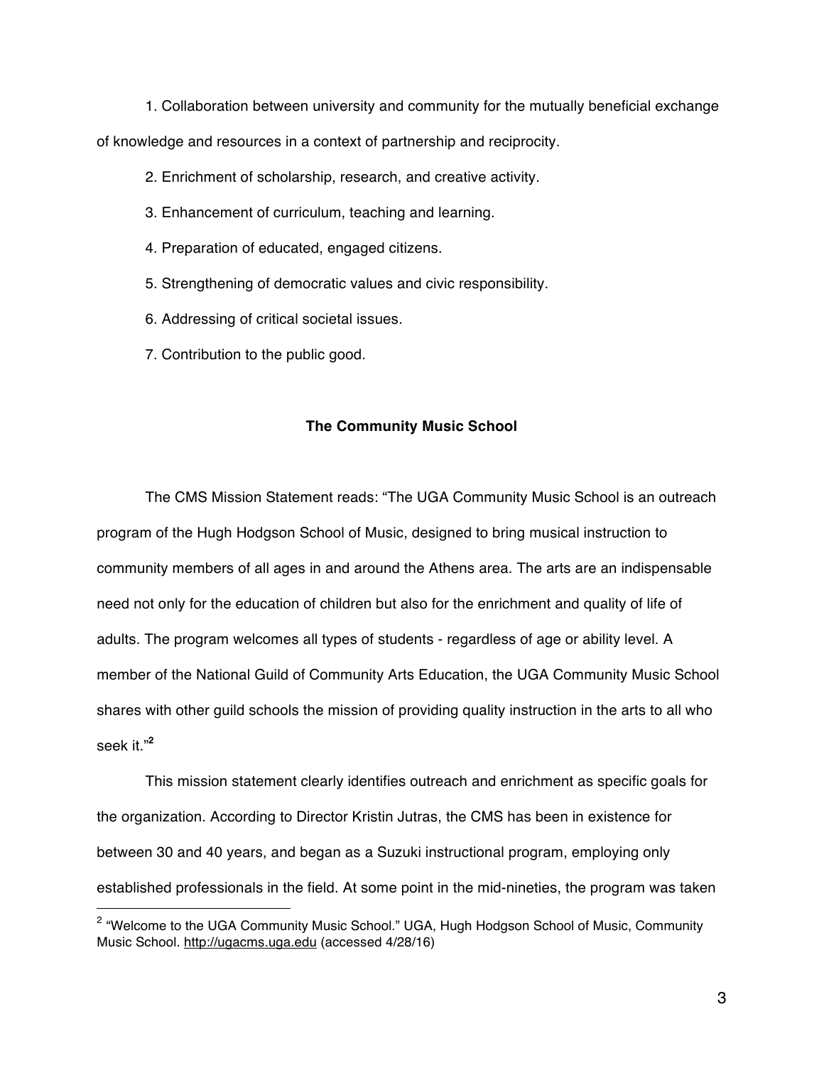1. Collaboration between university and community for the mutually beneficial exchange of knowledge and resources in a context of partnership and reciprocity.

2. Enrichment of scholarship, research, and creative activity.

3. Enhancement of curriculum, teaching and learning.

4. Preparation of educated, engaged citizens.

5. Strengthening of democratic values and civic responsibility.

6. Addressing of critical societal issues.

7. Contribution to the public good.

### The Community Music School

The CMS Mission Statement reads: "The UGA Community Music School is an outreach program of the Hugh Hodgson School of Music, designed to bring musical instruction to community members of all ages in and around the Athens area. The arts are an indispensable need not only for the education of children but also for the enrichment and quality of life of adults. The program welcomes all types of students - regardless of age or ability level. A member of the National Guild of Community Arts Education, the UGA Community Music School shares with other guild schools the mission of providing quality instruction in the arts to all who seek it."[2]

This mission statement clearly identifies outreach and enrichment as specific goals for the organization. According to Director Kristin Jutras, the CMS has been in existence for between 30 and 40 years, and began as a Suzuki instructional program, employing only established professionals in the field. At some point in the mid-nineties, the program was taken

---

[2] "Welcome to the UGA Community Music School." UGA, Hugh Hodgson School of Music, Community Music School. http://ugacms.uga.edu (accessed 4/28/16)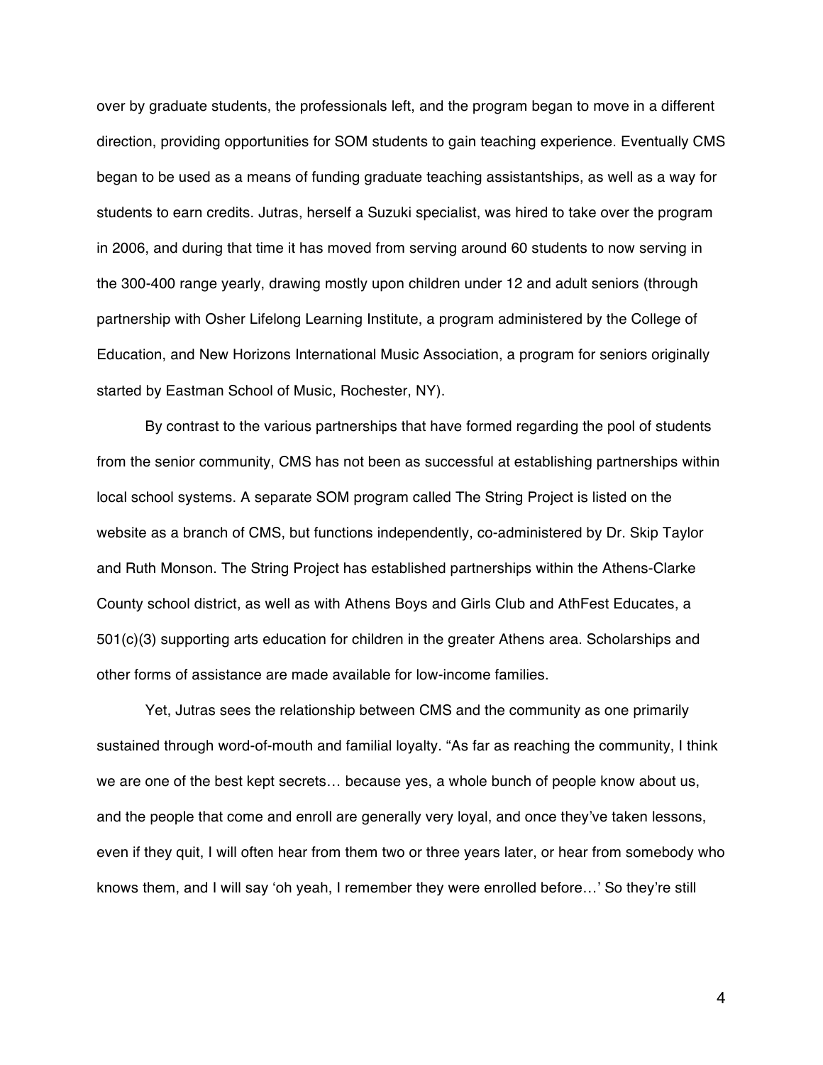over by graduate students, the professionals left, and the program began to move in a different direction, providing opportunities for SOM students to gain teaching experience. Eventually CMS began to be used as a means of funding graduate teaching assistantships, as well as a way for students to earn credits. Jutras, herself a Suzuki specialist, was hired to take over the program in 2006, and during that time it has moved from serving around 60 students to now serving in the 300-400 range yearly, drawing mostly upon children under 12 and adult seniors (through partnership with Osher Lifelong Learning Institute, a program administered by the College of Education, and New Horizons International Music Association, a program for seniors originally started by Eastman School of Music, Rochester, NY).

By contrast to the various partnerships that have formed regarding the pool of students from the senior community, CMS has not been as successful at establishing partnerships within local school systems. A separate SOM program called The String Project is listed on the website as a branch of CMS, but functions independently, co-administered by Dr. Skip Taylor and Ruth Monson. The String Project has established partnerships within the Athens-Clarke County school district, as well as with Athens Boys and Girls Club and AthFest Educates, a 501(c)(3) supporting arts education for children in the greater Athens area. Scholarships and other forms of assistance are made available for low-income families.

Yet, Jutras sees the relationship between CMS and the community as one primarily sustained through word-of-mouth and familial loyalty. "As far as reaching the community, I think we are one of the best kept secrets… because yes, a whole bunch of people know about us, and the people that come and enroll are generally very loyal, and once they've taken lessons, even if they quit, I will often hear from them two or three years later, or hear from somebody who knows them, and I will say 'oh yeah, I remember they were enrolled before…' So they're still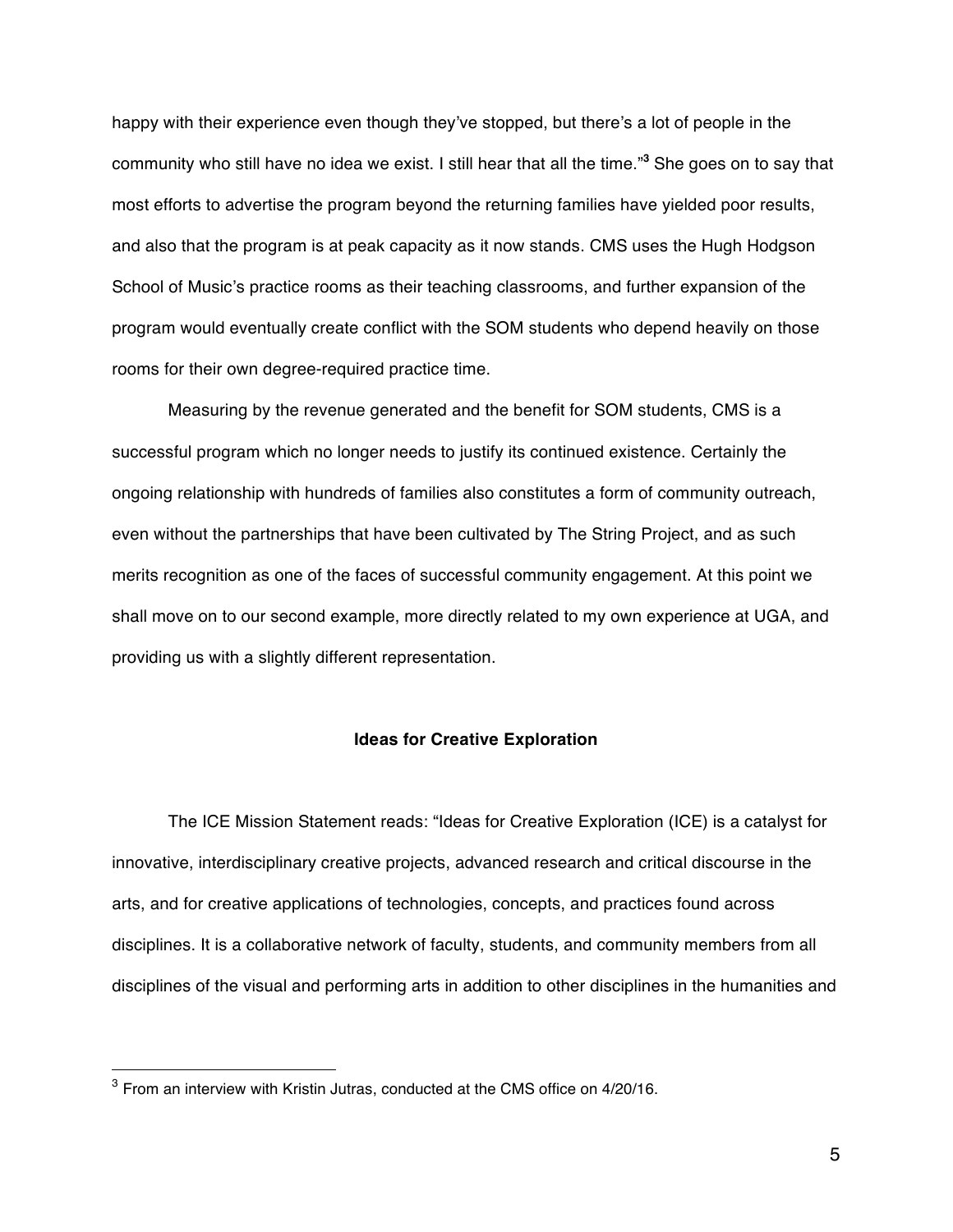happy with their experience even though they've stopped, but there's a lot of people in the community who still have no idea we exist. I still hear that all the time."[3] She goes on to say that most efforts to advertise the program beyond the returning families have yielded poor results, and also that the program is at peak capacity as it now stands. CMS uses the Hugh Hodgson School of Music's practice rooms as their teaching classrooms, and further expansion of the program would eventually create conflict with the SOM students who depend heavily on those rooms for their own degree-required practice time.

Measuring by the revenue generated and the benefit for SOM students, CMS is a successful program which no longer needs to justify its continued existence. Certainly the ongoing relationship with hundreds of families also constitutes a form of community outreach, even without the partnerships that have been cultivated by The String Project, and as such merits recognition as one of the faces of successful community engagement. At this point we shall move on to our second example, more directly related to my own experience at UGA, and providing us with a slightly different representation.

## Ideas for Creative Exploration

The ICE Mission Statement reads: "Ideas for Creative Exploration (ICE) is a catalyst for innovative, interdisciplinary creative projects, advanced research and critical discourse in the arts, and for creative applications of technologies, concepts, and practices found across disciplines. It is a collaborative network of faculty, students, and community members from all disciplines of the visual and performing arts in addition to other disciplines in the humanities and

---

[3] From an interview with Kristin Jutras, conducted at the CMS office on 4/20/16.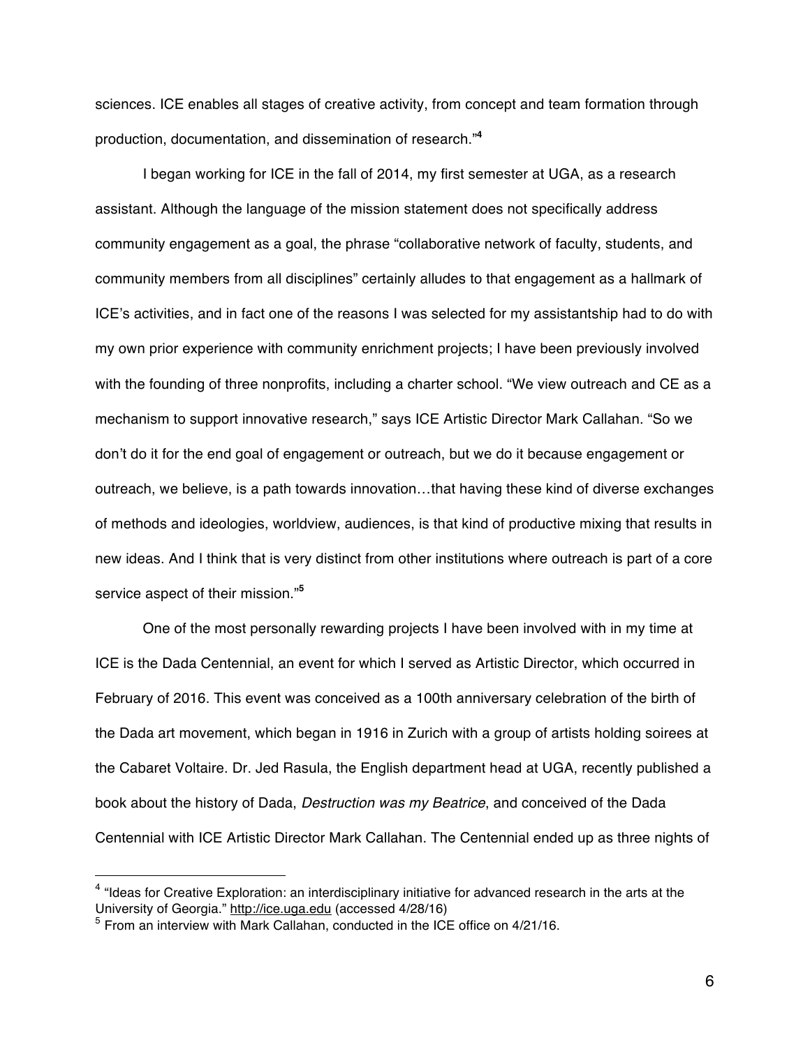sciences. ICE enables all stages of creative activity, from concept and team formation through production, documentation, and dissemination of research."[4]

I began working for ICE in the fall of 2014, my first semester at UGA, as a research assistant. Although the language of the mission statement does not specifically address community engagement as a goal, the phrase "collaborative network of faculty, students, and community members from all disciplines" certainly alludes to that engagement as a hallmark of ICE's activities, and in fact one of the reasons I was selected for my assistantship had to do with my own prior experience with community enrichment projects; I have been previously involved with the founding of three nonprofits, including a charter school. "We view outreach and CE as a mechanism to support innovative research," says ICE Artistic Director Mark Callahan. "So we don't do it for the end goal of engagement or outreach, but we do it because engagement or outreach, we believe, is a path towards innovation…that having these kind of diverse exchanges of methods and ideologies, worldview, audiences, is that kind of productive mixing that results in new ideas. And I think that is very distinct from other institutions where outreach is part of a core service aspect of their mission."[5]

One of the most personally rewarding projects I have been involved with in my time at ICE is the Dada Centennial, an event for which I served as Artistic Director, which occurred in February of 2016. This event was conceived as a 100th anniversary celebration of the birth of the Dada art movement, which began in 1916 in Zurich with a group of artists holding soirees at the Cabaret Voltaire. Dr. Jed Rasula, the English department head at UGA, recently published a book about the history of Dada, *Destruction was my Beatrice*, and conceived of the Dada Centennial with ICE Artistic Director Mark Callahan. The Centennial ended up as three nights of

---

[4] "Ideas for Creative Exploration: an interdisciplinary initiative for advanced research in the arts at the University of Georgia." http://ice.uga.edu (accessed 4/28/16)

[5] From an interview with Mark Callahan, conducted in the ICE office on 4/21/16.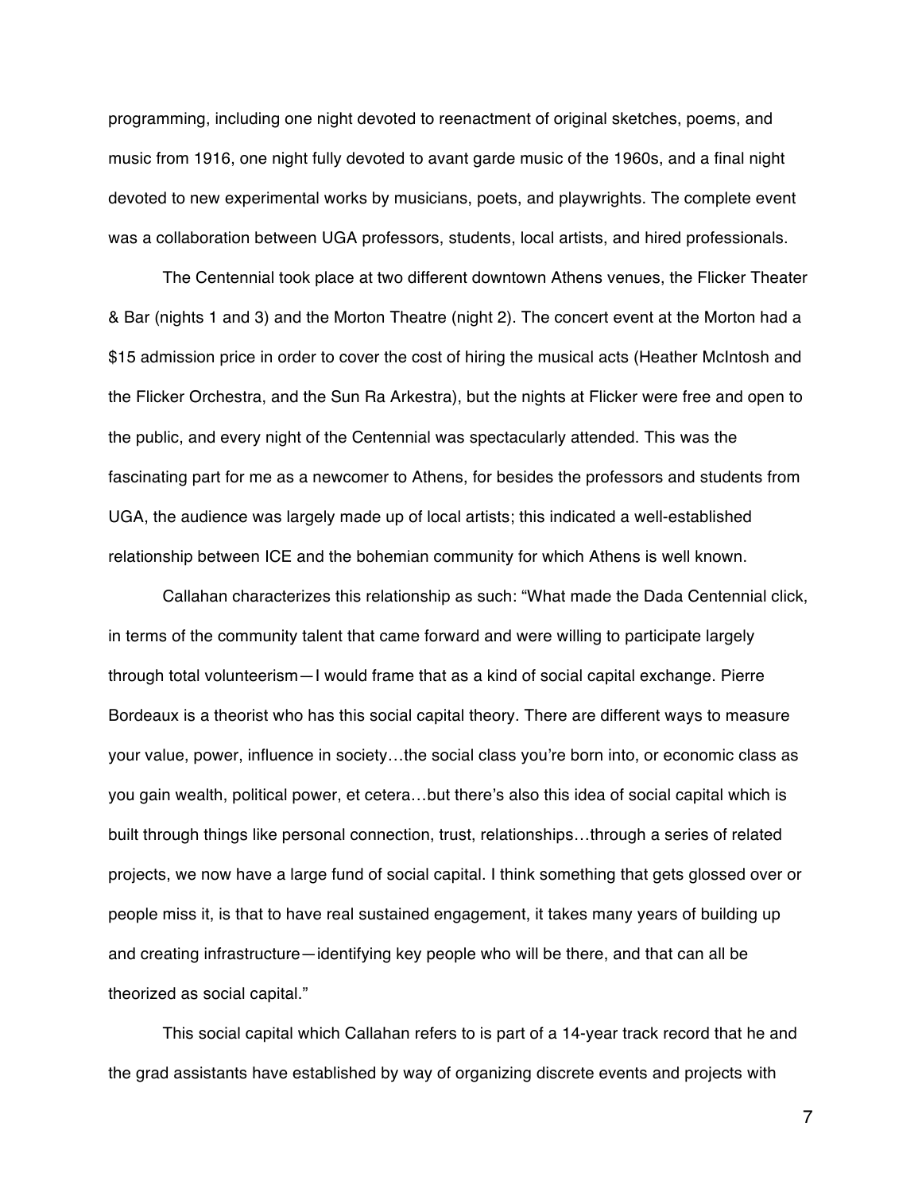programming, including one night devoted to reenactment of original sketches, poems, and music from 1916, one night fully devoted to avant garde music of the 1960s, and a final night devoted to new experimental works by musicians, poets, and playwrights. The complete event was a collaboration between UGA professors, students, local artists, and hired professionals.

The Centennial took place at two different downtown Athens venues, the Flicker Theater & Bar (nights 1 and 3) and the Morton Theatre (night 2). The concert event at the Morton had a $15 admission price in order to cover the cost of hiring the musical acts (Heather McIntosh and the Flicker Orchestra, and the Sun Ra Arkestra), but the nights at Flicker were free and open to the public, and every night of the Centennial was spectacularly attended. This was the fascinating part for me as a newcomer to Athens, for besides the professors and students from UGA, the audience was largely made up of local artists; this indicated a well-established relationship between ICE and the bohemian community for which Athens is well known.

Callahan characterizes this relationship as such: "What made the Dada Centennial click, in terms of the community talent that came forward and were willing to participate largely through total volunteerism—I would frame that as a kind of social capital exchange. Pierre Bordeaux is a theorist who has this social capital theory. There are different ways to measure your value, power, influence in society…the social class you're born into, or economic class as you gain wealth, political power, et cetera…but there's also this idea of social capital which is built through things like personal connection, trust, relationships…through a series of related projects, we now have a large fund of social capital. I think something that gets glossed over or people miss it, is that to have real sustained engagement, it takes many years of building up and creating infrastructure—identifying key people who will be there, and that can all be theorized as social capital."

This social capital which Callahan refers to is part of a 14-year track record that he and the grad assistants have established by way of organizing discrete events and projects with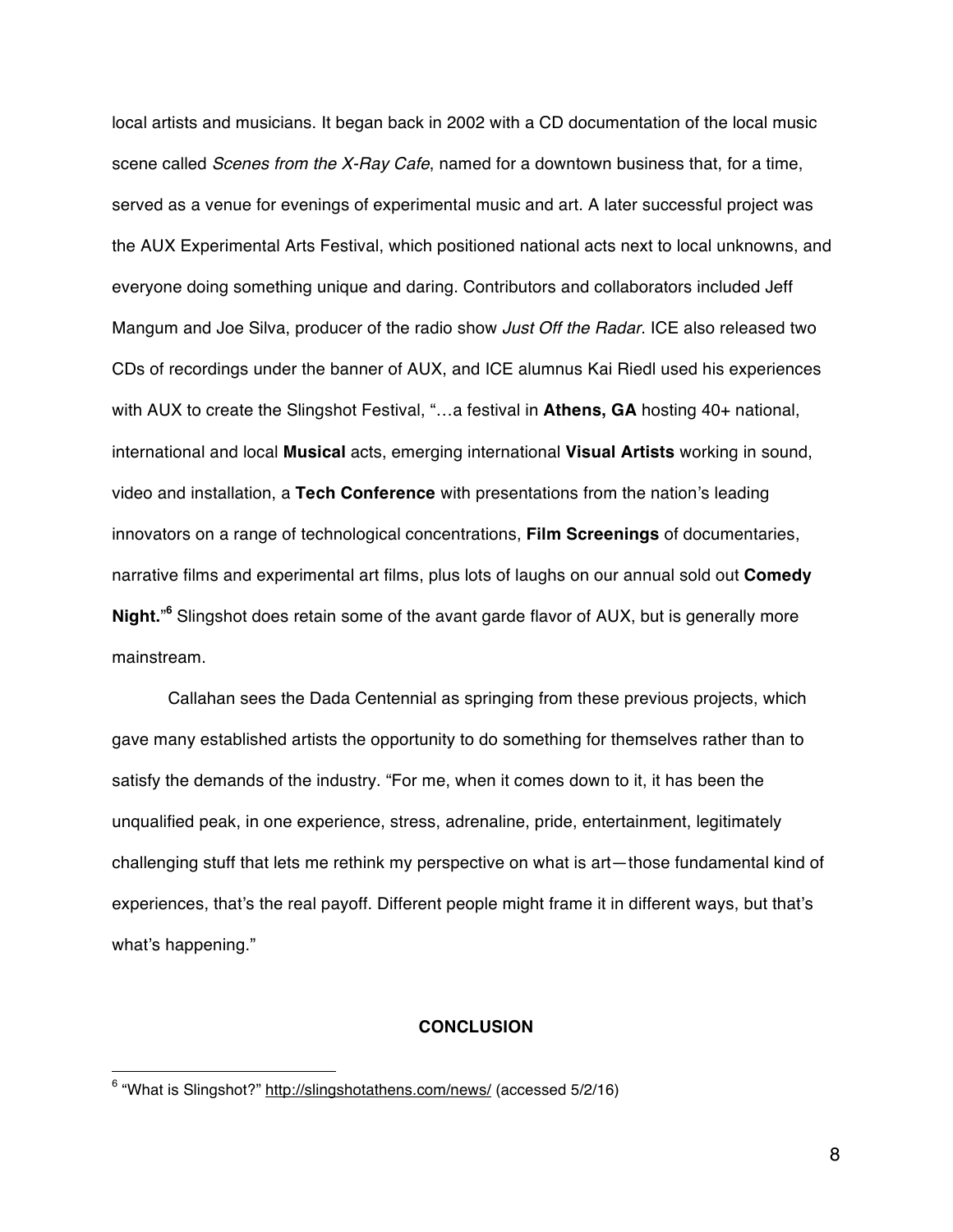local artists and musicians. It began back in 2002 with a CD documentation of the local music scene called *Scenes from the X-Ray Cafe*, named for a downtown business that, for a time, served as a venue for evenings of experimental music and art. A later successful project was the AUX Experimental Arts Festival, which positioned national acts next to local unknowns, and everyone doing something unique and daring. Contributors and collaborators included Jeff Mangum and Joe Silva, producer of the radio show *Just Off the Radar*. ICE also released two CDs of recordings under the banner of AUX, and ICE alumnus Kai Riedl used his experiences with AUX to create the Slingshot Festival, "…a festival in **Athens, GA** hosting 40+ national, international and local **Musical** acts, emerging international **Visual Artists** working in sound, video and installation, a **Tech Conference** with presentations from the nation's leading innovators on a range of technological concentrations, **Film Screenings** of documentaries, narrative films and experimental art films, plus lots of laughs on our annual sold out **Comedy Night.**"[6] Slingshot does retain some of the avant garde flavor of AUX, but is generally more mainstream.

Callahan sees the Dada Centennial as springing from these previous projects, which gave many established artists the opportunity to do something for themselves rather than to satisfy the demands of the industry. "For me, when it comes down to it, it has been the unqualified peak, in one experience, stress, adrenaline, pride, entertainment, legitimately challenging stuff that lets me rethink my perspective on what is art—those fundamental kind of experiences, that's the real payoff. Different people might frame it in different ways, but that's what's happening."

## CONCLUSION

---

[6] "What is Slingshot?" http://slingshotathens.com/news/ (accessed 5/2/16)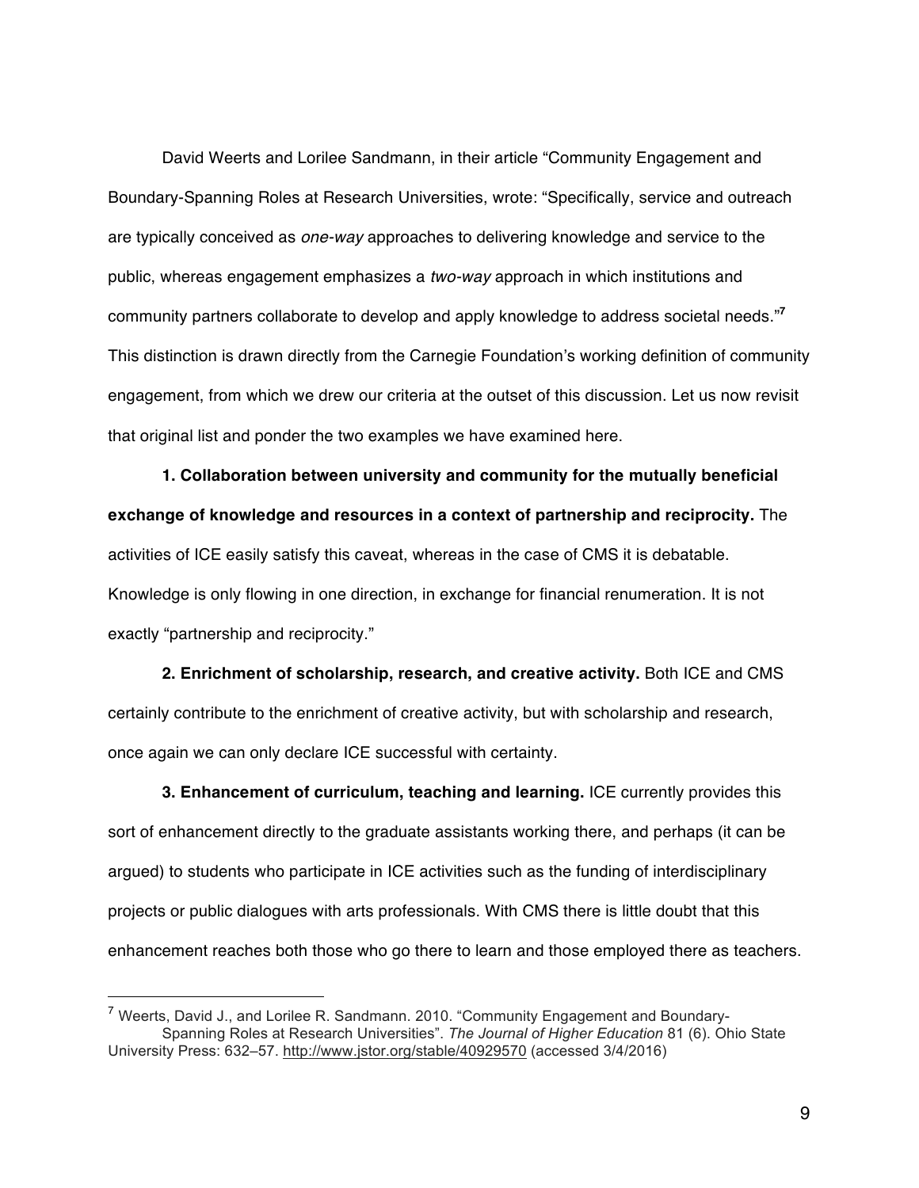David Weerts and Lorilee Sandmann, in their article "Community Engagement and Boundary-Spanning Roles at Research Universities, wrote: "Specifically, service and outreach are typically conceived as *one-way* approaches to delivering knowledge and service to the public, whereas engagement emphasizes a *two-way* approach in which institutions and community partners collaborate to develop and apply knowledge to address societal needs."[7] This distinction is drawn directly from the Carnegie Foundation's working definition of community engagement, from which we drew our criteria at the outset of this discussion. Let us now revisit that original list and ponder the two examples we have examined here.

**1. Collaboration between university and community for the mutually beneficial exchange of knowledge and resources in a context of partnership and reciprocity.** The activities of ICE easily satisfy this caveat, whereas in the case of CMS it is debatable. Knowledge is only flowing in one direction, in exchange for financial renumeration. It is not exactly "partnership and reciprocity."

**2. Enrichment of scholarship, research, and creative activity.** Both ICE and CMS certainly contribute to the enrichment of creative activity, but with scholarship and research, once again we can only declare ICE successful with certainty.

**3. Enhancement of curriculum, teaching and learning.** ICE currently provides this sort of enhancement directly to the graduate assistants working there, and perhaps (it can be argued) to students who participate in ICE activities such as the funding of interdisciplinary projects or public dialogues with arts professionals. With CMS there is little doubt that this enhancement reaches both those who go there to learn and those employed there as teachers.

---

[7] Weerts, David J., and Lorilee R. Sandmann. 2010. "Community Engagement and Boundary-Spanning Roles at Research Universities". *The Journal of Higher Education* 81 (6). Ohio State University Press: 632–57. http://www.jstor.org/stable/40929570 (accessed 3/4/2016)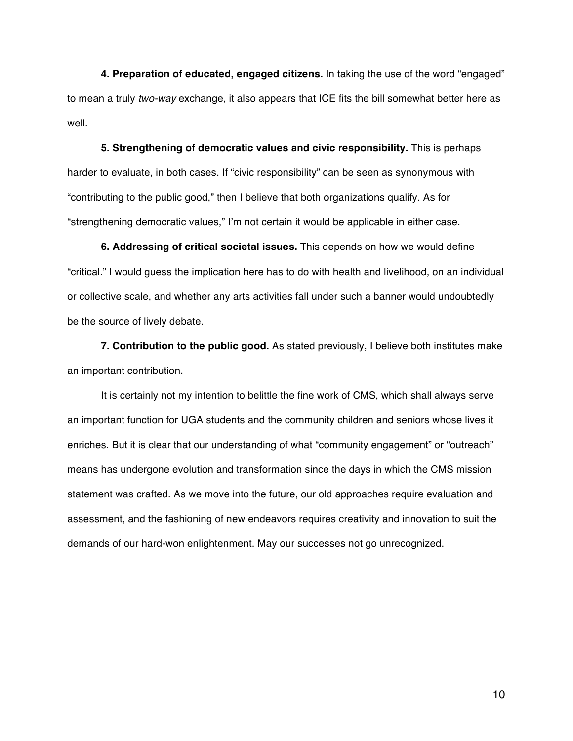**4. Preparation of educated, engaged citizens.** In taking the use of the word "engaged" to mean a truly *two-way* exchange, it also appears that ICE fits the bill somewhat better here as well.

**5. Strengthening of democratic values and civic responsibility.** This is perhaps harder to evaluate, in both cases. If "civic responsibility" can be seen as synonymous with "contributing to the public good," then I believe that both organizations qualify. As for "strengthening democratic values," I'm not certain it would be applicable in either case.

**6. Addressing of critical societal issues.** This depends on how we would define "critical." I would guess the implication here has to do with health and livelihood, on an individual or collective scale, and whether any arts activities fall under such a banner would undoubtedly be the source of lively debate.

**7. Contribution to the public good.** As stated previously, I believe both institutes make an important contribution.

It is certainly not my intention to belittle the fine work of CMS, which shall always serve an important function for UGA students and the community children and seniors whose lives it enriches. But it is clear that our understanding of what "community engagement" or "outreach" means has undergone evolution and transformation since the days in which the CMS mission statement was crafted. As we move into the future, our old approaches require evaluation and assessment, and the fashioning of new endeavors requires creativity and innovation to suit the demands of our hard-won enlightenment. May our successes not go unrecognized.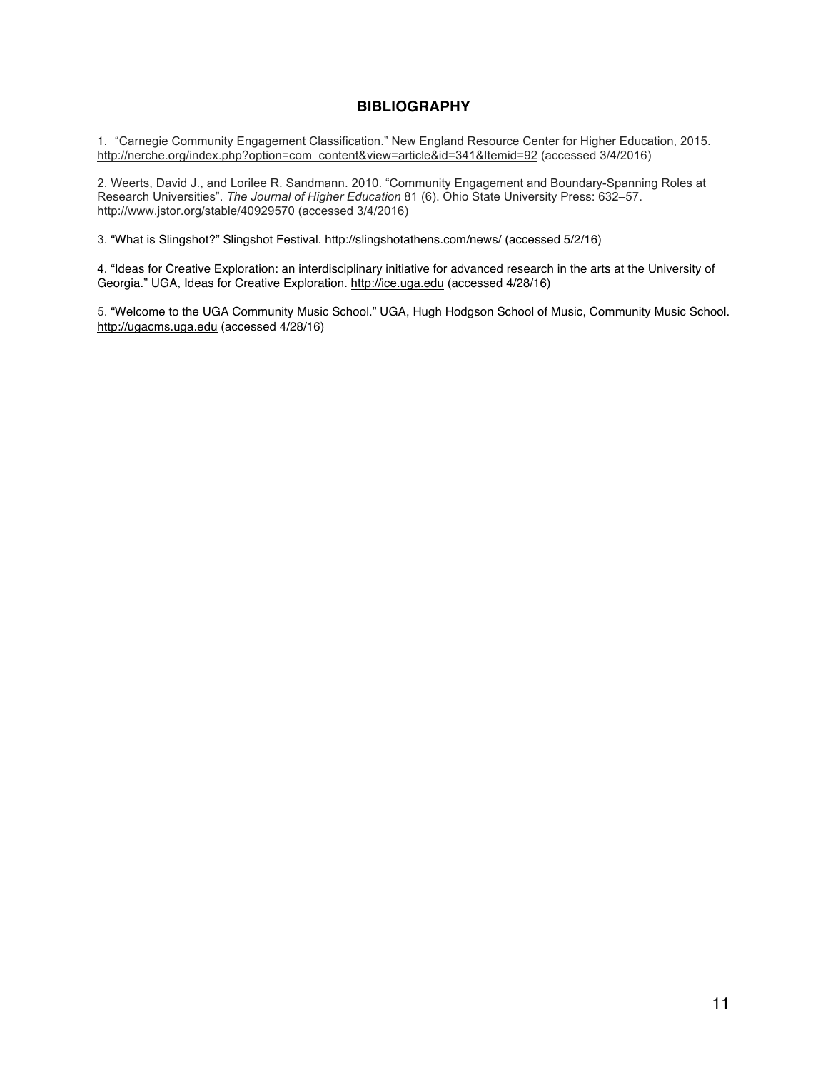## BIBLIOGRAPHY

1. "Carnegie Community Engagement Classification." New England Resource Center for Higher Education, 2015. http://nerche.org/index.php?option=com_content&view=article&id=341&Itemid=92 (accessed 3/4/2016)

2. Weerts, David J., and Lorilee R. Sandmann. 2010. "Community Engagement and Boundary-Spanning Roles at Research Universities". *The Journal of Higher Education* 81 (6). Ohio State University Press: 632–57. http://www.jstor.org/stable/40929570 (accessed 3/4/2016)

3. "What is Slingshot?" Slingshot Festival. http://slingshotathens.com/news/ (accessed 5/2/16)

4. "Ideas for Creative Exploration: an interdisciplinary initiative for advanced research in the arts at the University of Georgia." UGA, Ideas for Creative Exploration. http://ice.uga.edu (accessed 4/28/16)

5. "Welcome to the UGA Community Music School." UGA, Hugh Hodgson School of Music, Community Music School. http://ugacms.uga.edu (accessed 4/28/16)